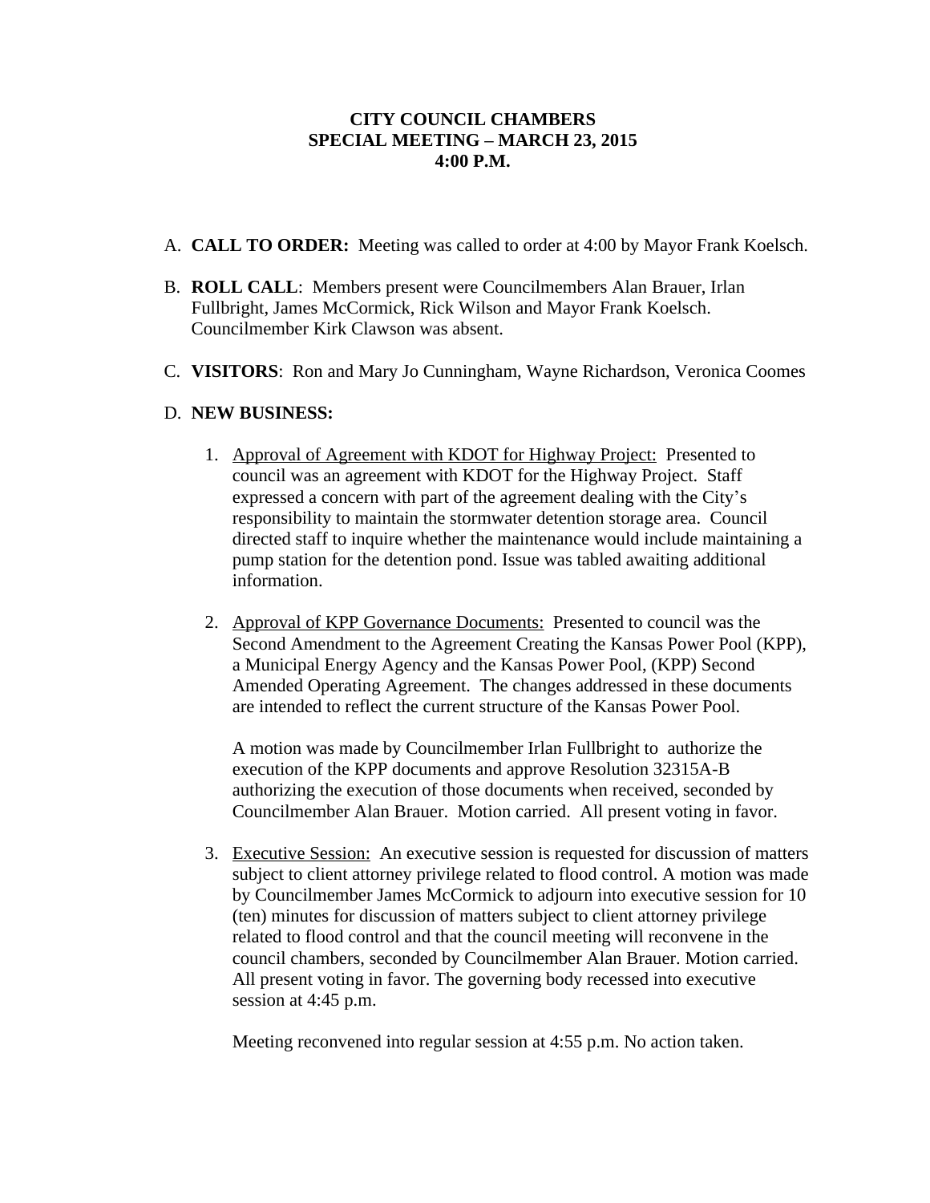# CITY COUNCIL CHAMBERS
# SPECIAL MEETING – MARCH 23, 2015
# 4:00 P.M.

A. **CALL TO ORDER:** Meeting was called to order at 4:00 by Mayor Frank Koelsch.

B. **ROLL CALL**: Members present were Councilmembers Alan Brauer, Irlan Fullbright, James McCormick, Rick Wilson and Mayor Frank Koelsch. Councilmember Kirk Clawson was absent.

C. **VISITORS**: Ron and Mary Jo Cunningham, Wayne Richardson, Veronica Coomes

D. **NEW BUSINESS:**

1. Approval of Agreement with KDOT for Highway Project: Presented to council was an agreement with KDOT for the Highway Project. Staff expressed a concern with part of the agreement dealing with the City's responsibility to maintain the stormwater detention storage area. Council directed staff to inquire whether the maintenance would include maintaining a pump station for the detention pond. Issue was tabled awaiting additional information.

2. Approval of KPP Governance Documents: Presented to council was the Second Amendment to the Agreement Creating the Kansas Power Pool (KPP), a Municipal Energy Agency and the Kansas Power Pool, (KPP) Second Amended Operating Agreement. The changes addressed in these documents are intended to reflect the current structure of the Kansas Power Pool.

   A motion was made by Councilmember Irlan Fullbright to authorize the execution of the KPP documents and approve Resolution 32315A-B authorizing the execution of those documents when received, seconded by Councilmember Alan Brauer. Motion carried. All present voting in favor.

3. Executive Session: An executive session is requested for discussion of matters subject to client attorney privilege related to flood control. A motion was made by Councilmember James McCormick to adjourn into executive session for 10 (ten) minutes for discussion of matters subject to client attorney privilege related to flood control and that the council meeting will reconvene in the council chambers, seconded by Councilmember Alan Brauer. Motion carried. All present voting in favor. The governing body recessed into executive session at 4:45 p.m.

   Meeting reconvened into regular session at 4:55 p.m. No action taken.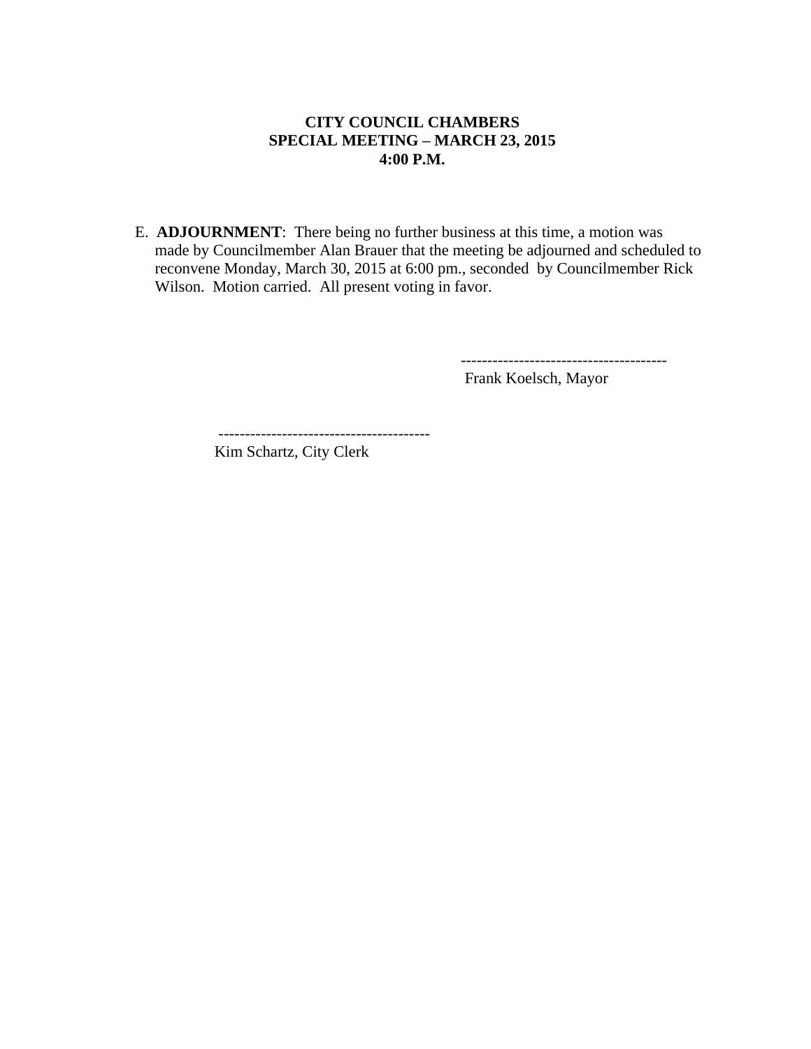**CITY COUNCIL CHAMBERS**
**SPECIAL MEETING – MARCH 23, 2015**
**4:00 P.M.**

E. **ADJOURNMENT**: There being no further business at this time, a motion was made by Councilmember Alan Brauer that the meeting be adjourned and scheduled to reconvene Monday, March 30, 2015 at 6:00 pm., seconded by Councilmember Rick Wilson. Motion carried. All present voting in favor.

---------------------------------------
Frank Koelsch, Mayor

----------------------------------------
Kim Schartz, City Clerk